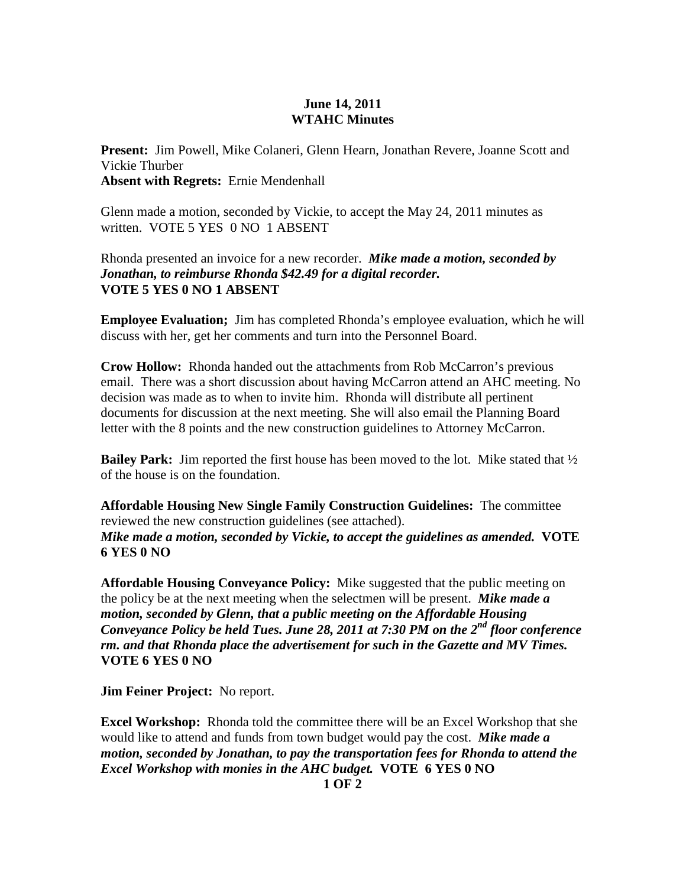**June 14, 2011**
**WTAHC Minutes**

**Present:** Jim Powell, Mike Colaneri, Glenn Hearn, Jonathan Revere, Joanne Scott and Vickie Thurber
**Absent with Regrets:** Ernie Mendenhall

Glenn made a motion, seconded by Vickie, to accept the May 24, 2011 minutes as written. VOTE 5 YES 0 NO 1 ABSENT

Rhonda presented an invoice for a new recorder. ***Mike made a motion, seconded by Jonathan, to reimburse Rhonda $42.49 for a digital recorder.***
**VOTE 5 YES 0 NO 1 ABSENT**

**Employee Evaluation;** Jim has completed Rhonda's employee evaluation, which he will discuss with her, get her comments and turn into the Personnel Board.

**Crow Hollow:** Rhonda handed out the attachments from Rob McCarron's previous email. There was a short discussion about having McCarron attend an AHC meeting. No decision was made as to when to invite him. Rhonda will distribute all pertinent documents for discussion at the next meeting. She will also email the Planning Board letter with the 8 points and the new construction guidelines to Attorney McCarron.

**Bailey Park:** Jim reported the first house has been moved to the lot. Mike stated that ½ of the house is on the foundation.

**Affordable Housing New Single Family Construction Guidelines:** The committee reviewed the new construction guidelines (see attached).
***Mike made a motion, seconded by Vickie, to accept the guidelines as amended.*** **VOTE 6 YES 0 NO**

**Affordable Housing Conveyance Policy:** Mike suggested that the public meeting on the policy be at the next meeting when the selectmen will be present. ***Mike made a motion, seconded by Glenn, that a public meeting on the Affordable Housing Conveyance Policy be held Tues. June 28, 2011 at 7:30 PM on the 2nd floor conference rm. and that Rhonda place the advertisement for such in the Gazette and MV Times.***
**VOTE 6 YES 0 NO**

**Jim Feiner Project:** No report.

**Excel Workshop:** Rhonda told the committee there will be an Excel Workshop that she would like to attend and funds from town budget would pay the cost. ***Mike made a motion, seconded by Jonathan, to pay the transportation fees for Rhonda to attend the Excel Workshop with monies in the AHC budget.*** **VOTE 6 YES 0 NO**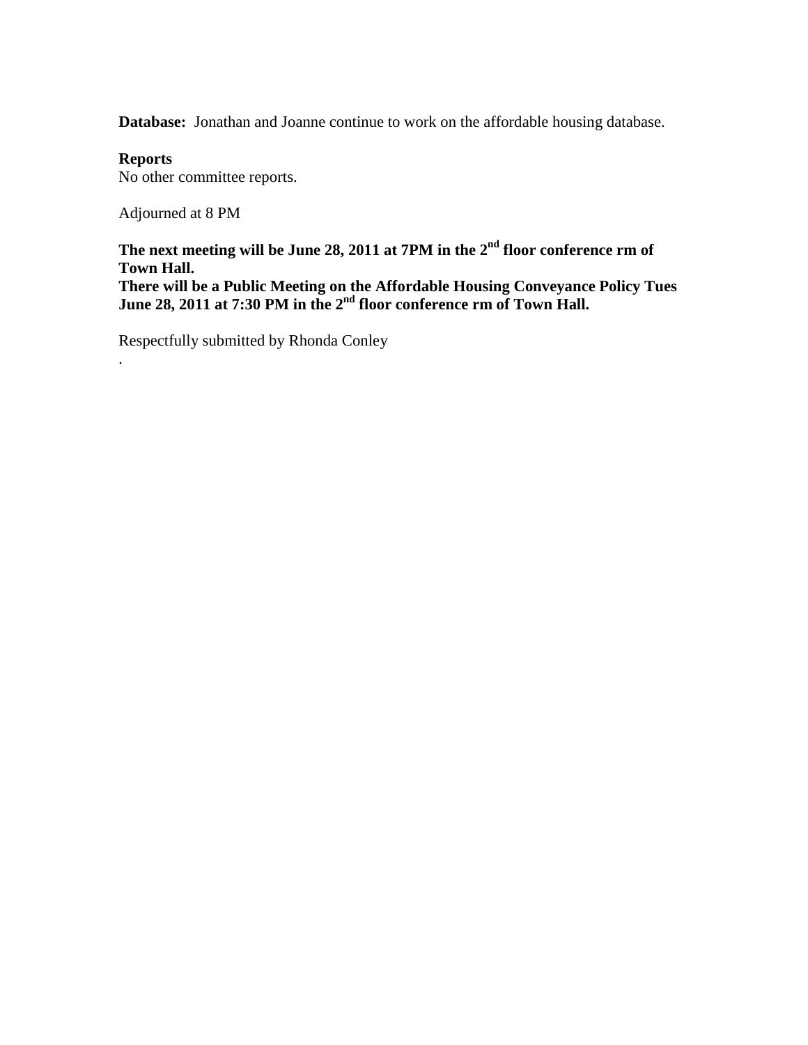**Database:** Jonathan and Joanne continue to work on the affordable housing database.

**Reports**
No other committee reports.

Adjourned at 8 PM

**The next meeting will be June 28, 2011 at 7PM in the 2nd floor conference rm of Town Hall.**
**There will be a Public Meeting on the Affordable Housing Conveyance Policy Tues June 28, 2011 at 7:30 PM in the 2nd floor conference rm of Town Hall.**

Respectfully submitted by Rhonda Conley
.